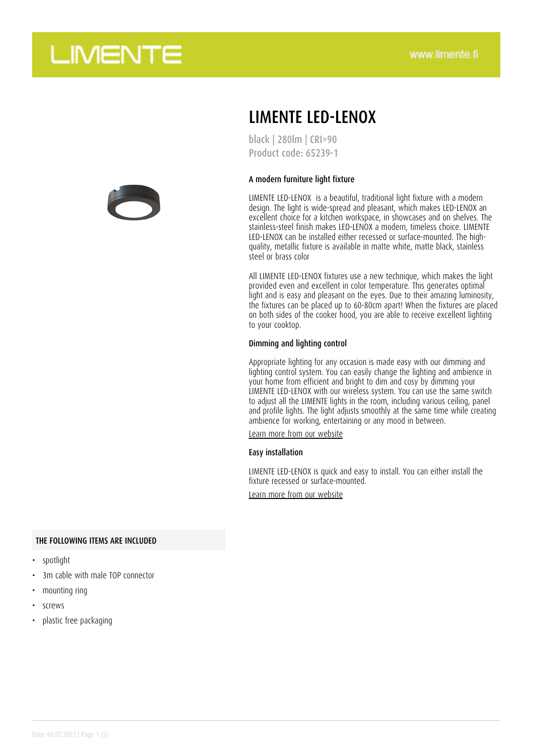# LIMENTE LED-LENOX

black | 280lm | CRI>90
Product code: 65239-1

### A modern furniture light fixture

LIMENTE LED-LENOX is a beautiful, traditional light fixture with a modern design. The light is wide-spread and pleasant, which makes LED-LENOX an excellent choice for a kitchen workspace, in showcases and on shelves. The stainless-steel finish makes LED-LENOX a modern, timeless choice. LIMENTE LED-LENOX can be installed either recessed or surface-mounted. The high-quality, metallic fixture is available in matte white, matte black, stainless steel or brass color

All LIMENTE LED-LENOX fixtures use a new technique, which makes the light provided even and excellent in color temperature. This generates optimal light and is easy and pleasant on the eyes. Due to their amazing luminosity, the fixtures can be placed up to 60-80cm apart! When the fixtures are placed on both sides of the cooker hood, you are able to receive excellent lighting to your cooktop.

### Dimming and lighting control

Appropriate lighting for any occasion is made easy with our dimming and lighting control system. You can easily change the lighting and ambience in your home from efficient and bright to dim and cosy by dimming your LIMENTE LED-LENOX with our wireless system. You can use the same switch to adjust all the LIMENTE lights in the room, including various ceiling, panel and profile lights. The light adjusts smoothly at the same time while creating ambience for working, entertaining or any mood in between.

Learn more from our website

### Easy installation

LIMENTE LED-LENOX is quick and easy to install. You can either install the fixture recessed or surface-mounted.

Learn more from our website

### THE FOLLOWING ITEMS ARE INCLUDED

- spotlight
- 3m cable with male TOP connector
- mounting ring
- screws
- plastic free packaging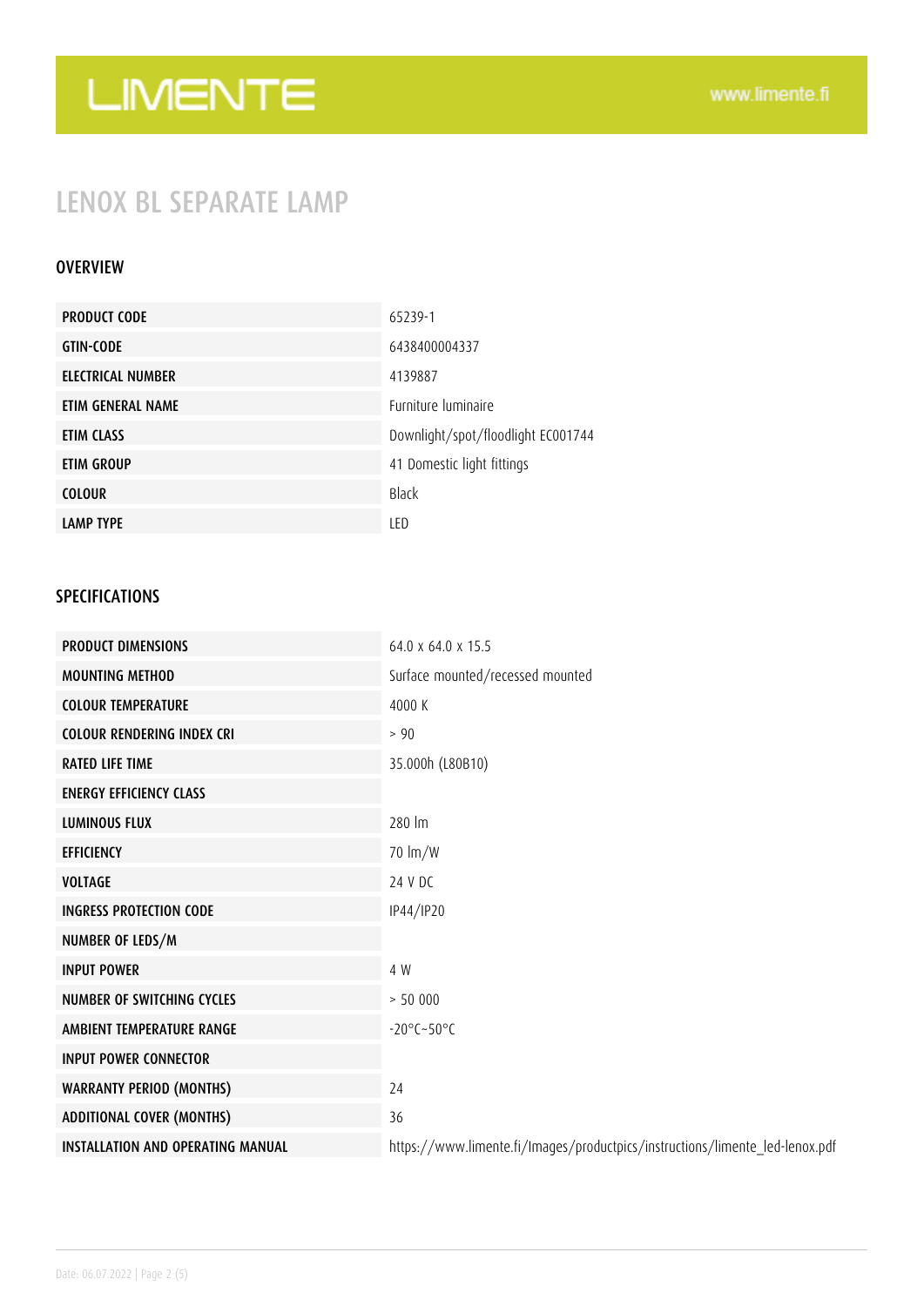# LENOX BL SEPARATE LAMP

## OVERVIEW

| | |
|---|---|
| **PRODUCT CODE** | 65239-1 |
| **GTIN-CODE** | 6438400004337 |
| **ELECTRICAL NUMBER** | 4139887 |
| **ETIM GENERAL NAME** | Furniture luminaire |
| **ETIM CLASS** | Downlight/spot/floodlight EC001744 |
| **ETIM GROUP** | 41 Domestic light fittings |
| **COLOUR** | Black |
| **LAMP TYPE** | LED |

## SPECIFICATIONS

| | |
|---|---|
| **PRODUCT DIMENSIONS** | 64.0 x 64.0 x 15.5 |
| **MOUNTING METHOD** | Surface mounted/recessed mounted |
| **COLOUR TEMPERATURE** | 4000 K |
| **COLOUR RENDERING INDEX CRI** | > 90 |
| **RATED LIFE TIME** | 35.000h (L80B10) |
| **ENERGY EFFICIENCY CLASS** | |
| **LUMINOUS FLUX** | 280 lm |
| **EFFICIENCY** | 70 lm/W |
| **VOLTAGE** | 24 V DC |
| **INGRESS PROTECTION CODE** | IP44/IP20 |
| **NUMBER OF LEDS/M** | |
| **INPUT POWER** | 4 W |
| **NUMBER OF SWITCHING CYCLES** | > 50 000 |
| **AMBIENT TEMPERATURE RANGE** | -20°C~50°C |
| **INPUT POWER CONNECTOR** | |
| **WARRANTY PERIOD (MONTHS)** | 24 |
| **ADDITIONAL COVER (MONTHS)** | 36 |
| **INSTALLATION AND OPERATING MANUAL** | https://www.limente.fi/Images/productpics/instructions/limente_led-lenox.pdf |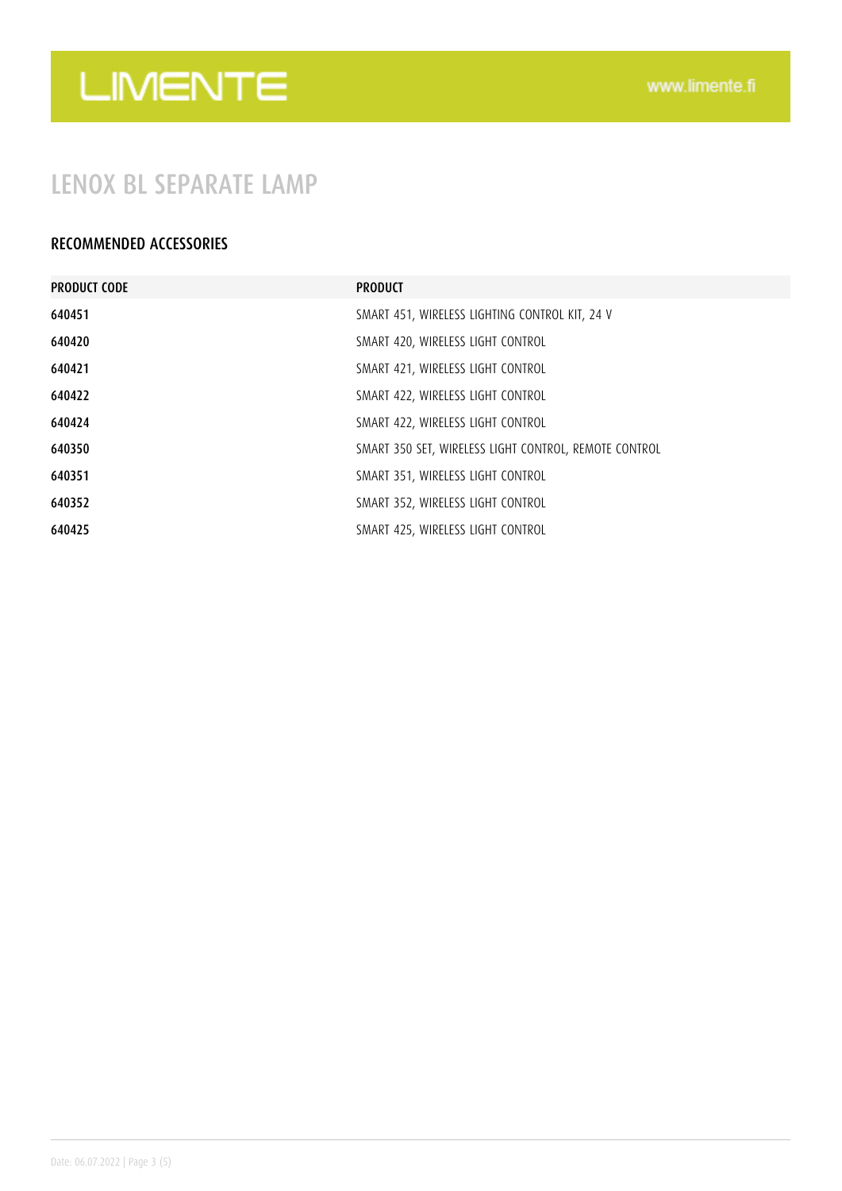# LENOX BL SEPARATE LAMP

## RECOMMENDED ACCESSORIES

| PRODUCT CODE | PRODUCT |
| --- | --- |
| 640451 | SMART 451, WIRELESS LIGHTING CONTROL KIT, 24 V |
| 640420 | SMART 420, WIRELESS LIGHT CONTROL |
| 640421 | SMART 421, WIRELESS LIGHT CONTROL |
| 640422 | SMART 422, WIRELESS LIGHT CONTROL |
| 640424 | SMART 422, WIRELESS LIGHT CONTROL |
| 640350 | SMART 350 SET, WIRELESS LIGHT CONTROL, REMOTE CONTROL |
| 640351 | SMART 351, WIRELESS LIGHT CONTROL |
| 640352 | SMART 352, WIRELESS LIGHT CONTROL |
| 640425 | SMART 425, WIRELESS LIGHT CONTROL |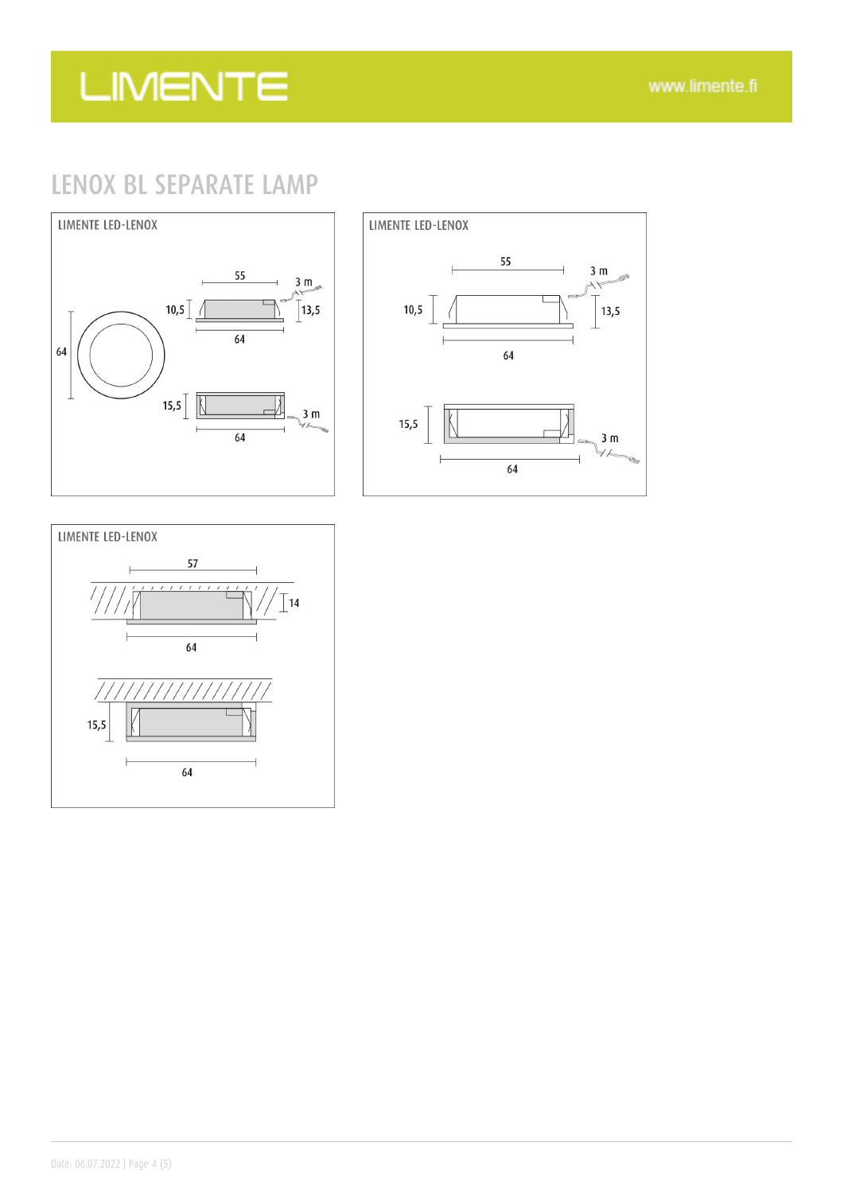# LENOX BL SEPARATE LAMP

LIMENTE LED-LENOX

55
3 m
10,5
13,5
64
64
15,5
3 m
64

LIMENTE LED-LENOX

55
3 m
10,5
13,5
64
15,5
3 m
64

LIMENTE LED-LENOX

57
14
64
15,5
64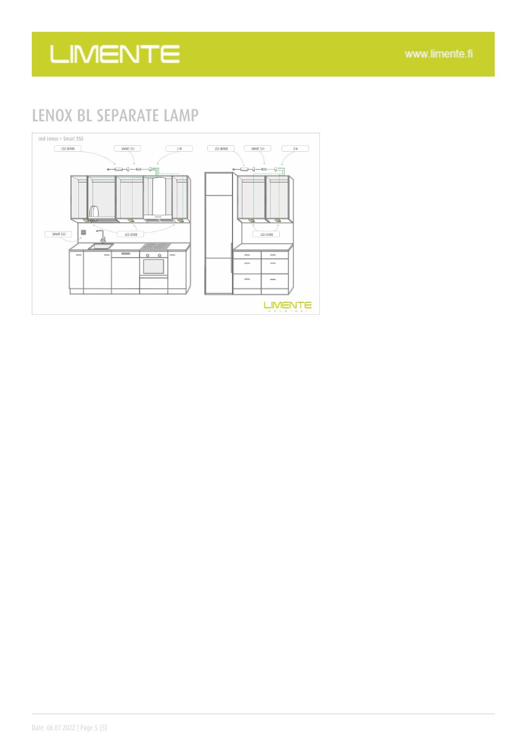## LENOX BL SEPARATE LAMP

Led-Lenox + Smart 350

LED DRIVER

SMART 351

3 M

LED DRIVER

SMART 351

3 M

SMART 352

LED LENOX

LED LENOX

LIMENTE

HELSINKI